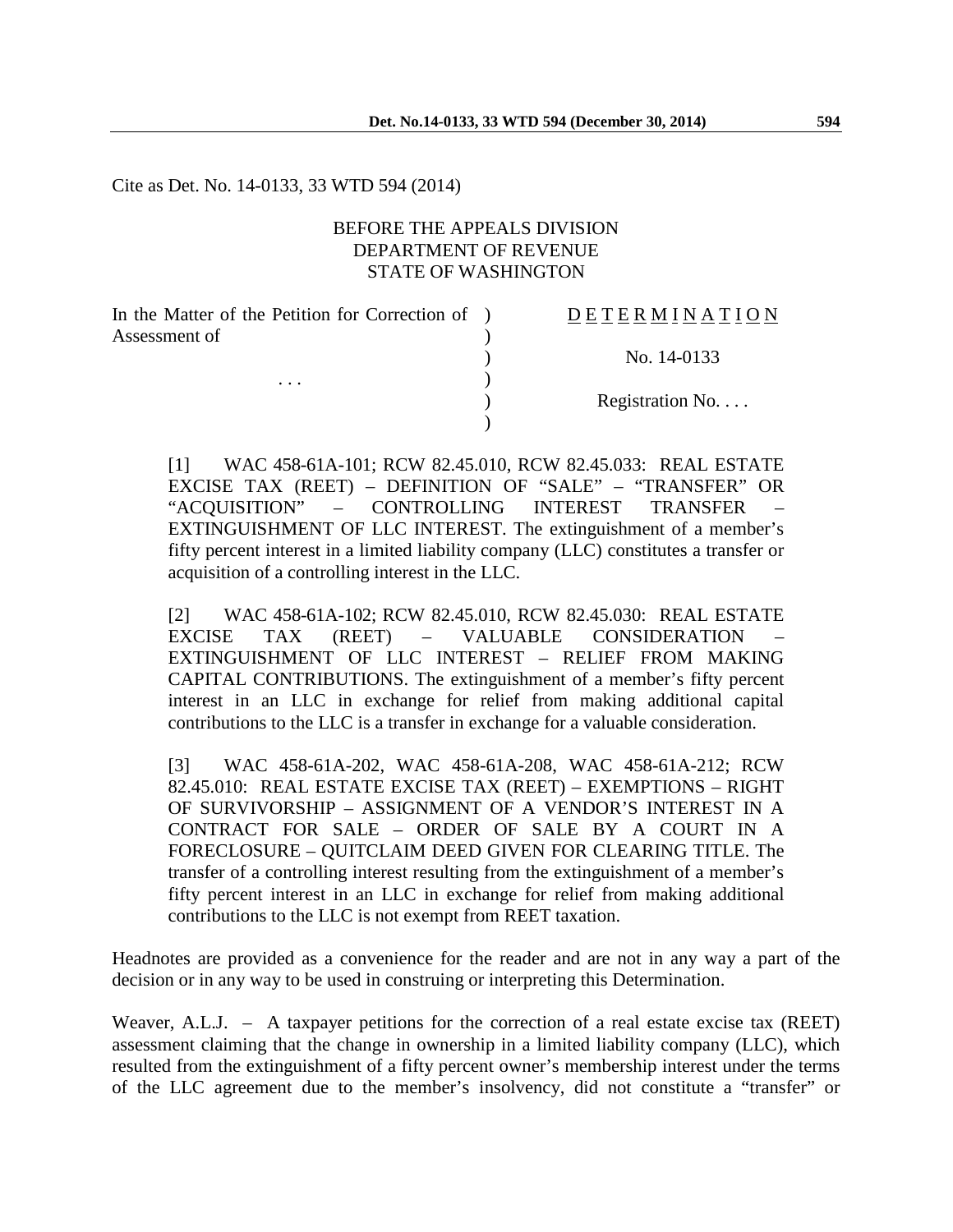Cite as Det. No. 14-0133, 33 WTD 594 (2014)

BEFORE THE APPEALS DIVISION
DEPARTMENT OF REVENUE
STATE OF WASHINGTON

| In the Matter of the Petition for Correction of Assessment of | ) | D E T E R M I N A T I O N |
|---|---|---|
| | ) | No. 14-0133 |
| . . . | ) | |
| | ) | Registration No. . . . |

[1] WAC 458-61A-101; RCW 82.45.010, RCW 82.45.033: REAL ESTATE EXCISE TAX (REET) – DEFINITION OF "SALE" – "TRANSFER" OR "ACQUISITION" – CONTROLLING INTEREST TRANSFER – EXTINGUISHMENT OF LLC INTEREST. The extinguishment of a member's fifty percent interest in a limited liability company (LLC) constitutes a transfer or acquisition of a controlling interest in the LLC.

[2] WAC 458-61A-102; RCW 82.45.010, RCW 82.45.030: REAL ESTATE EXCISE TAX (REET) – VALUABLE CONSIDERATION – EXTINGUISHMENT OF LLC INTEREST – RELIEF FROM MAKING CAPITAL CONTRIBUTIONS. The extinguishment of a member's fifty percent interest in an LLC in exchange for relief from making additional capital contributions to the LLC is a transfer in exchange for a valuable consideration.

[3] WAC 458-61A-202, WAC 458-61A-208, WAC 458-61A-212; RCW 82.45.010: REAL ESTATE EXCISE TAX (REET) – EXEMPTIONS – RIGHT OF SURVIVORSHIP – ASSIGNMENT OF A VENDOR'S INTEREST IN A CONTRACT FOR SALE – ORDER OF SALE BY A COURT IN A FORECLOSURE – QUITCLAIM DEED GIVEN FOR CLEARING TITLE. The transfer of a controlling interest resulting from the extinguishment of a member's fifty percent interest in an LLC in exchange for relief from making additional contributions to the LLC is not exempt from REET taxation.

Headnotes are provided as a convenience for the reader and are not in any way a part of the decision or in any way to be used in construing or interpreting this Determination.

Weaver, A.L.J. – A taxpayer petitions for the correction of a real estate excise tax (REET) assessment claiming that the change in ownership in a limited liability company (LLC), which resulted from the extinguishment of a fifty percent owner's membership interest under the terms of the LLC agreement due to the member's insolvency, did not constitute a "transfer" or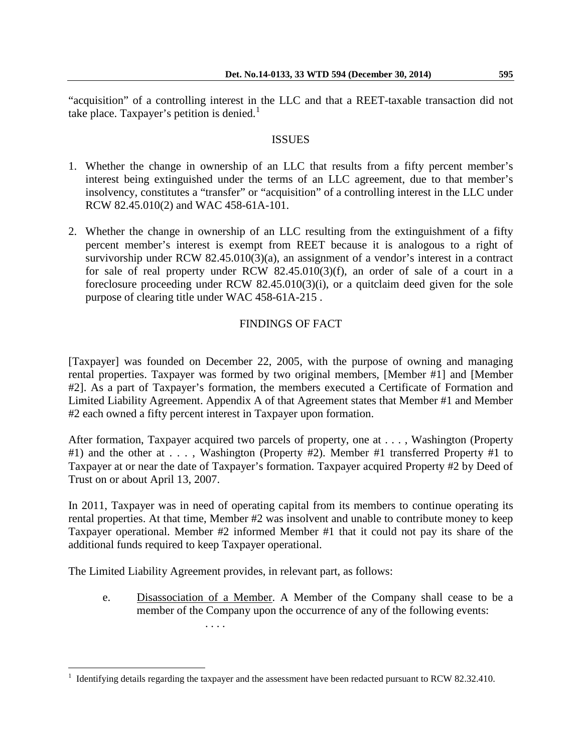"acquisition" of a controlling interest in the LLC and that a REET-taxable transaction did not take place. Taxpayer's petition is denied.[1]

## ISSUES

1. Whether the change in ownership of an LLC that results from a fifty percent member's interest being extinguished under the terms of an LLC agreement, due to that member's insolvency, constitutes a "transfer" or "acquisition" of a controlling interest in the LLC under RCW 82.45.010(2) and WAC 458-61A-101.

2. Whether the change in ownership of an LLC resulting from the extinguishment of a fifty percent member's interest is exempt from REET because it is analogous to a right of survivorship under RCW 82.45.010(3)(a), an assignment of a vendor's interest in a contract for sale of real property under RCW 82.45.010(3)(f), an order of sale of a court in a foreclosure proceeding under RCW 82.45.010(3)(i), or a quitclaim deed given for the sole purpose of clearing title under WAC 458-61A-215 .

## FINDINGS OF FACT

[Taxpayer] was founded on December 22, 2005, with the purpose of owning and managing rental properties. Taxpayer was formed by two original members, [Member #1] and [Member #2]. As a part of Taxpayer's formation, the members executed a Certificate of Formation and Limited Liability Agreement. Appendix A of that Agreement states that Member #1 and Member #2 each owned a fifty percent interest in Taxpayer upon formation.

After formation, Taxpayer acquired two parcels of property, one at . . . , Washington (Property #1) and the other at . . . , Washington (Property #2). Member #1 transferred Property #1 to Taxpayer at or near the date of Taxpayer's formation. Taxpayer acquired Property #2 by Deed of Trust on or about April 13, 2007.

In 2011, Taxpayer was in need of operating capital from its members to continue operating its rental properties. At that time, Member #2 was insolvent and unable to contribute money to keep Taxpayer operational. Member #2 informed Member #1 that it could not pay its share of the additional funds required to keep Taxpayer operational.

The Limited Liability Agreement provides, in relevant part, as follows:

> e. Disassociation of a Member. A Member of the Company shall cease to be a member of the Company upon the occurrence of any of the following events:
>
> . . . .

[1] Identifying details regarding the taxpayer and the assessment have been redacted pursuant to RCW 82.32.410.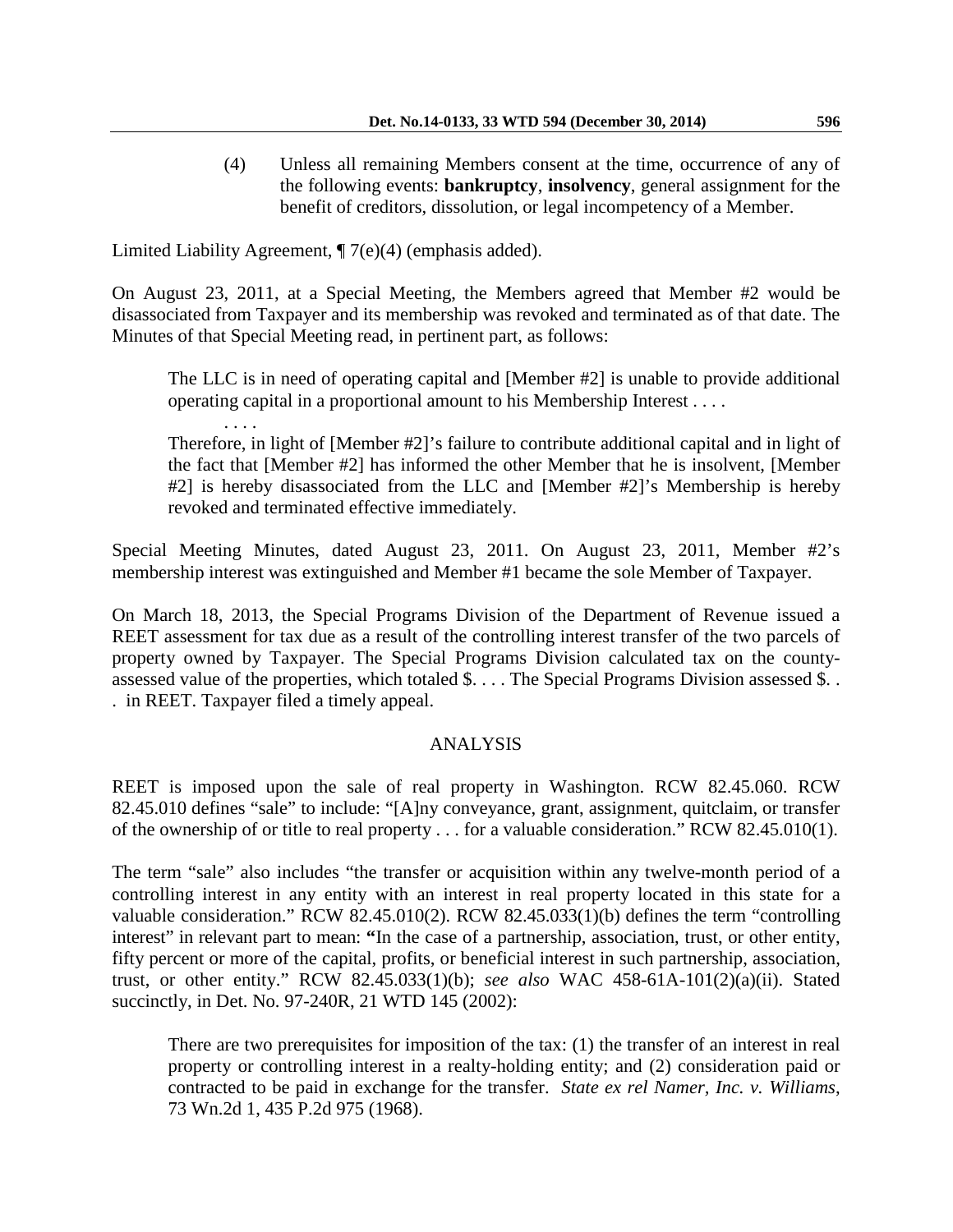> (4) Unless all remaining Members consent at the time, occurrence of any of the following events: **bankruptcy**, **insolvency**, general assignment for the benefit of creditors, dissolution, or legal incompetency of a Member.

Limited Liability Agreement, ¶ 7(e)(4) (emphasis added).

On August 23, 2011, at a Special Meeting, the Members agreed that Member #2 would be disassociated from Taxpayer and its membership was revoked and terminated as of that date. The Minutes of that Special Meeting read, in pertinent part, as follows:

> The LLC is in need of operating capital and [Member #2] is unable to provide additional operating capital in a proportional amount to his Membership Interest . . . .
>
> . . . .
>
> Therefore, in light of [Member #2]'s failure to contribute additional capital and in light of the fact that [Member #2] has informed the other Member that he is insolvent, [Member #2] is hereby disassociated from the LLC and [Member #2]'s Membership is hereby revoked and terminated effective immediately.

Special Meeting Minutes, dated August 23, 2011. On August 23, 2011, Member #2's membership interest was extinguished and Member #1 became the sole Member of Taxpayer.

On March 18, 2013, the Special Programs Division of the Department of Revenue issued a REET assessment for tax due as a result of the controlling interest transfer of the two parcels of property owned by Taxpayer. The Special Programs Division calculated tax on the county-assessed value of the properties, which totaled $. . . . The Special Programs Division assessed $. . . in REET. Taxpayer filed a timely appeal.

## ANALYSIS

REET is imposed upon the sale of real property in Washington. RCW 82.45.060. RCW 82.45.010 defines "sale" to include: "[A]ny conveyance, grant, assignment, quitclaim, or transfer of the ownership of or title to real property . . . for a valuable consideration." RCW 82.45.010(1).

The term "sale" also includes "the transfer or acquisition within any twelve-month period of a controlling interest in any entity with an interest in real property located in this state for a valuable consideration." RCW 82.45.010(2). RCW 82.45.033(1)(b) defines the term "controlling interest" in relevant part to mean: "In the case of a partnership, association, trust, or other entity, fifty percent or more of the capital, profits, or beneficial interest in such partnership, association, trust, or other entity." RCW 82.45.033(1)(b); *see also* WAC 458-61A-101(2)(a)(ii). Stated succinctly, in Det. No. 97-240R, 21 WTD 145 (2002):

> There are two prerequisites for imposition of the tax: (1) the transfer of an interest in real property or controlling interest in a realty-holding entity; and (2) consideration paid or contracted to be paid in exchange for the transfer. *State ex rel Namer, Inc. v. Williams*, 73 Wn.2d 1, 435 P.2d 975 (1968).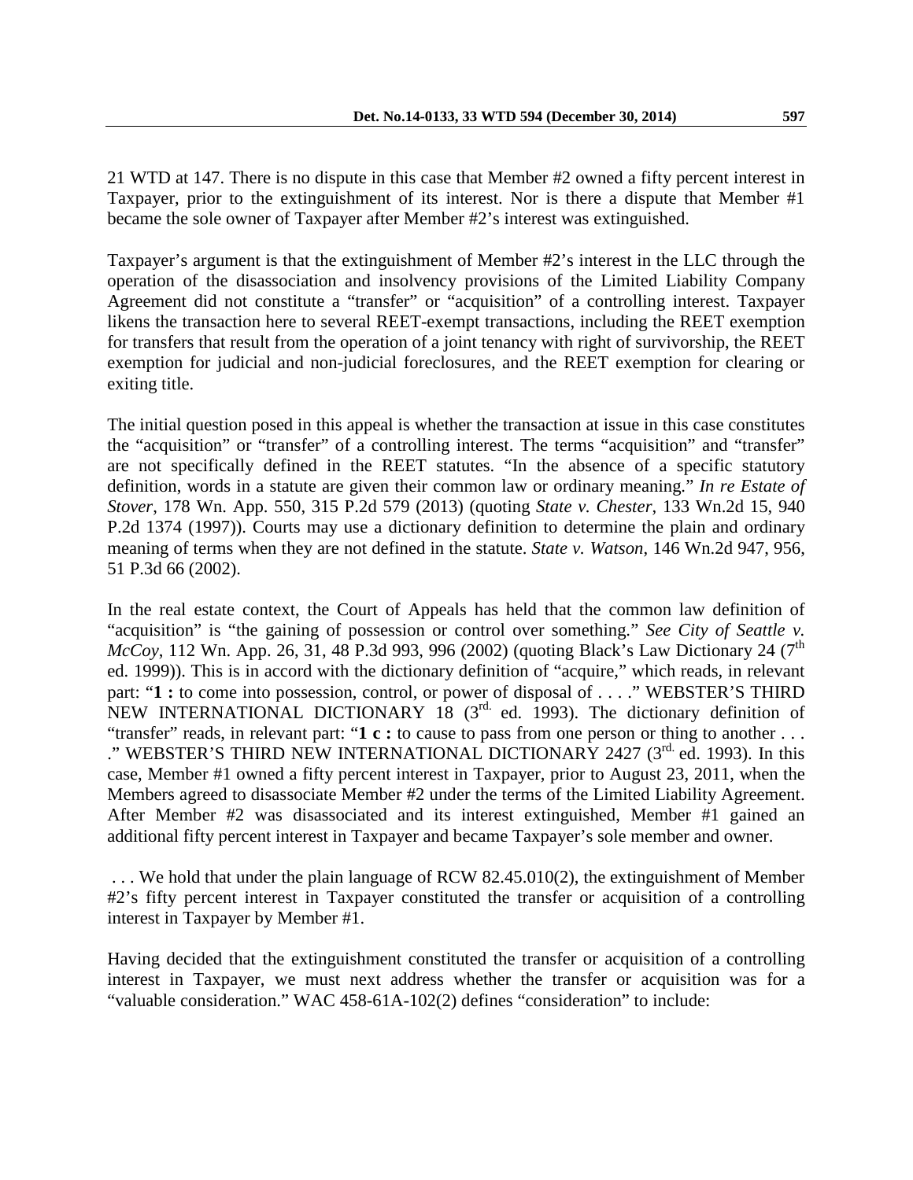21 WTD at 147. There is no dispute in this case that Member #2 owned a fifty percent interest in Taxpayer, prior to the extinguishment of its interest. Nor is there a dispute that Member #1 became the sole owner of Taxpayer after Member #2's interest was extinguished.

Taxpayer's argument is that the extinguishment of Member #2's interest in the LLC through the operation of the disassociation and insolvency provisions of the Limited Liability Company Agreement did not constitute a "transfer" or "acquisition" of a controlling interest. Taxpayer likens the transaction here to several REET-exempt transactions, including the REET exemption for transfers that result from the operation of a joint tenancy with right of survivorship, the REET exemption for judicial and non-judicial foreclosures, and the REET exemption for clearing or exiting title.

The initial question posed in this appeal is whether the transaction at issue in this case constitutes the "acquisition" or "transfer" of a controlling interest. The terms "acquisition" and "transfer" are not specifically defined in the REET statutes. "In the absence of a specific statutory definition, words in a statute are given their common law or ordinary meaning." *In re Estate of Stover*, 178 Wn. App. 550, 315 P.2d 579 (2013) (quoting *State v. Chester*, 133 Wn.2d 15, 940 P.2d 1374 (1997)). Courts may use a dictionary definition to determine the plain and ordinary meaning of terms when they are not defined in the statute. *State v. Watson*, 146 Wn.2d 947, 956, 51 P.3d 66 (2002).

In the real estate context, the Court of Appeals has held that the common law definition of "acquisition" is "the gaining of possession or control over something." *See City of Seattle v. McCoy*, 112 Wn. App. 26, 31, 48 P.3d 993, 996 (2002) (quoting Black's Law Dictionary 24 (7th ed. 1999)). This is in accord with the dictionary definition of "acquire," which reads, in relevant part: "**1 :** to come into possession, control, or power of disposal of . . . ." WEBSTER'S THIRD NEW INTERNATIONAL DICTIONARY 18 (3rd. ed. 1993). The dictionary definition of "transfer" reads, in relevant part: "**1 c :** to cause to pass from one person or thing to another . . . ." WEBSTER'S THIRD NEW INTERNATIONAL DICTIONARY 2427 (3rd. ed. 1993). In this case, Member #1 owned a fifty percent interest in Taxpayer, prior to August 23, 2011, when the Members agreed to disassociate Member #2 under the terms of the Limited Liability Agreement. After Member #2 was disassociated and its interest extinguished, Member #1 gained an additional fifty percent interest in Taxpayer and became Taxpayer's sole member and owner.

. . . We hold that under the plain language of RCW 82.45.010(2), the extinguishment of Member #2's fifty percent interest in Taxpayer constituted the transfer or acquisition of a controlling interest in Taxpayer by Member #1.

Having decided that the extinguishment constituted the transfer or acquisition of a controlling interest in Taxpayer, we must next address whether the transfer or acquisition was for a "valuable consideration." WAC 458-61A-102(2) defines "consideration" to include: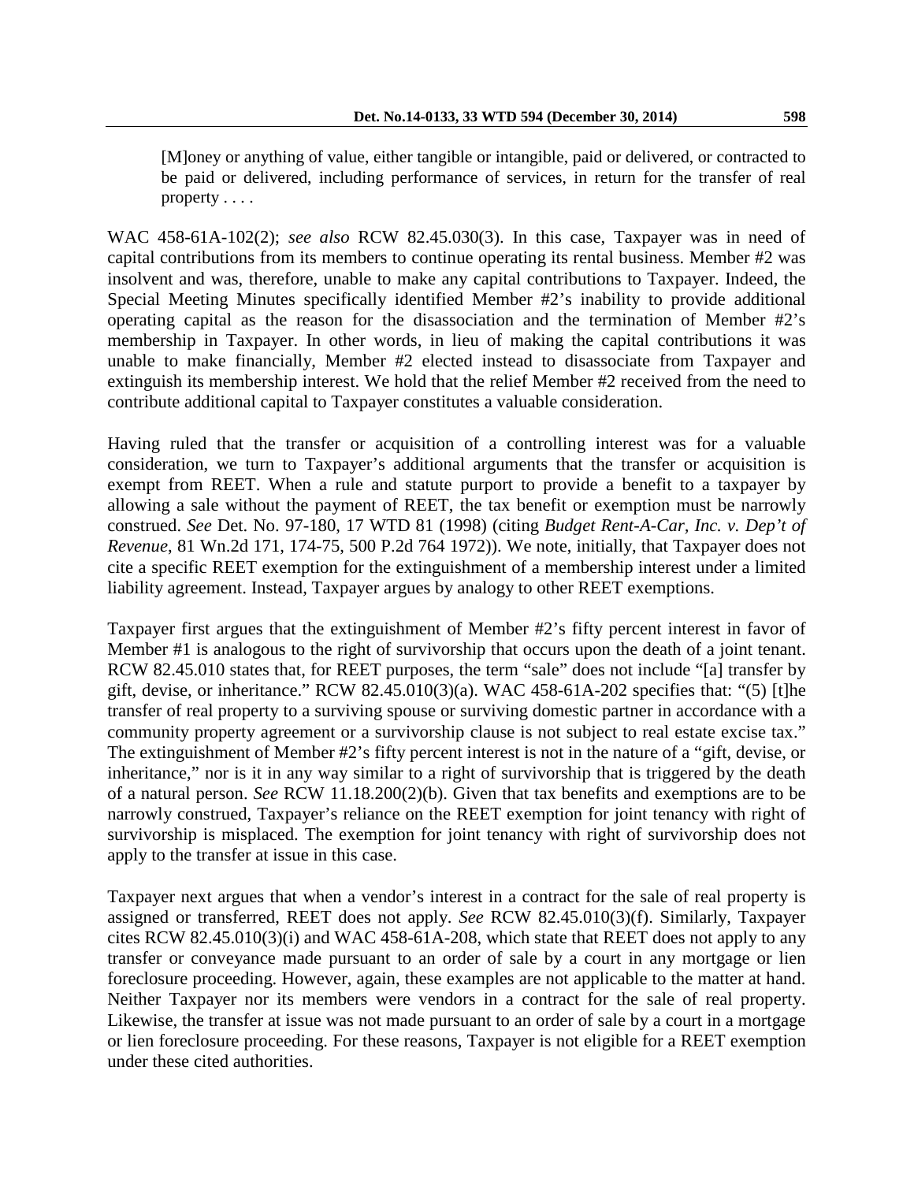> [M]oney or anything of value, either tangible or intangible, paid or delivered, or contracted to be paid or delivered, including performance of services, in return for the transfer of real property . . . .

WAC 458-61A-102(2); *see also* RCW 82.45.030(3). In this case, Taxpayer was in need of capital contributions from its members to continue operating its rental business. Member #2 was insolvent and was, therefore, unable to make any capital contributions to Taxpayer. Indeed, the Special Meeting Minutes specifically identified Member #2's inability to provide additional operating capital as the reason for the disassociation and the termination of Member #2's membership in Taxpayer. In other words, in lieu of making the capital contributions it was unable to make financially, Member #2 elected instead to disassociate from Taxpayer and extinguish its membership interest. We hold that the relief Member #2 received from the need to contribute additional capital to Taxpayer constitutes a valuable consideration.

Having ruled that the transfer or acquisition of a controlling interest was for a valuable consideration, we turn to Taxpayer's additional arguments that the transfer or acquisition is exempt from REET. When a rule and statute purport to provide a benefit to a taxpayer by allowing a sale without the payment of REET, the tax benefit or exemption must be narrowly construed. *See* Det. No. 97-180, 17 WTD 81 (1998) (citing *Budget Rent-A-Car, Inc. v. Dep't of Revenue*, 81 Wn.2d 171, 174-75, 500 P.2d 764 1972)). We note, initially, that Taxpayer does not cite a specific REET exemption for the extinguishment of a membership interest under a limited liability agreement. Instead, Taxpayer argues by analogy to other REET exemptions.

Taxpayer first argues that the extinguishment of Member #2's fifty percent interest in favor of Member #1 is analogous to the right of survivorship that occurs upon the death of a joint tenant. RCW 82.45.010 states that, for REET purposes, the term "sale" does not include "[a] transfer by gift, devise, or inheritance." RCW 82.45.010(3)(a). WAC 458-61A-202 specifies that: "(5) [t]he transfer of real property to a surviving spouse or surviving domestic partner in accordance with a community property agreement or a survivorship clause is not subject to real estate excise tax." The extinguishment of Member #2's fifty percent interest is not in the nature of a "gift, devise, or inheritance," nor is it in any way similar to a right of survivorship that is triggered by the death of a natural person. *See* RCW 11.18.200(2)(b). Given that tax benefits and exemptions are to be narrowly construed, Taxpayer's reliance on the REET exemption for joint tenancy with right of survivorship is misplaced. The exemption for joint tenancy with right of survivorship does not apply to the transfer at issue in this case.

Taxpayer next argues that when a vendor's interest in a contract for the sale of real property is assigned or transferred, REET does not apply. *See* RCW 82.45.010(3)(f). Similarly, Taxpayer cites RCW 82.45.010(3)(i) and WAC 458-61A-208, which state that REET does not apply to any transfer or conveyance made pursuant to an order of sale by a court in any mortgage or lien foreclosure proceeding. However, again, these examples are not applicable to the matter at hand. Neither Taxpayer nor its members were vendors in a contract for the sale of real property. Likewise, the transfer at issue was not made pursuant to an order of sale by a court in a mortgage or lien foreclosure proceeding. For these reasons, Taxpayer is not eligible for a REET exemption under these cited authorities.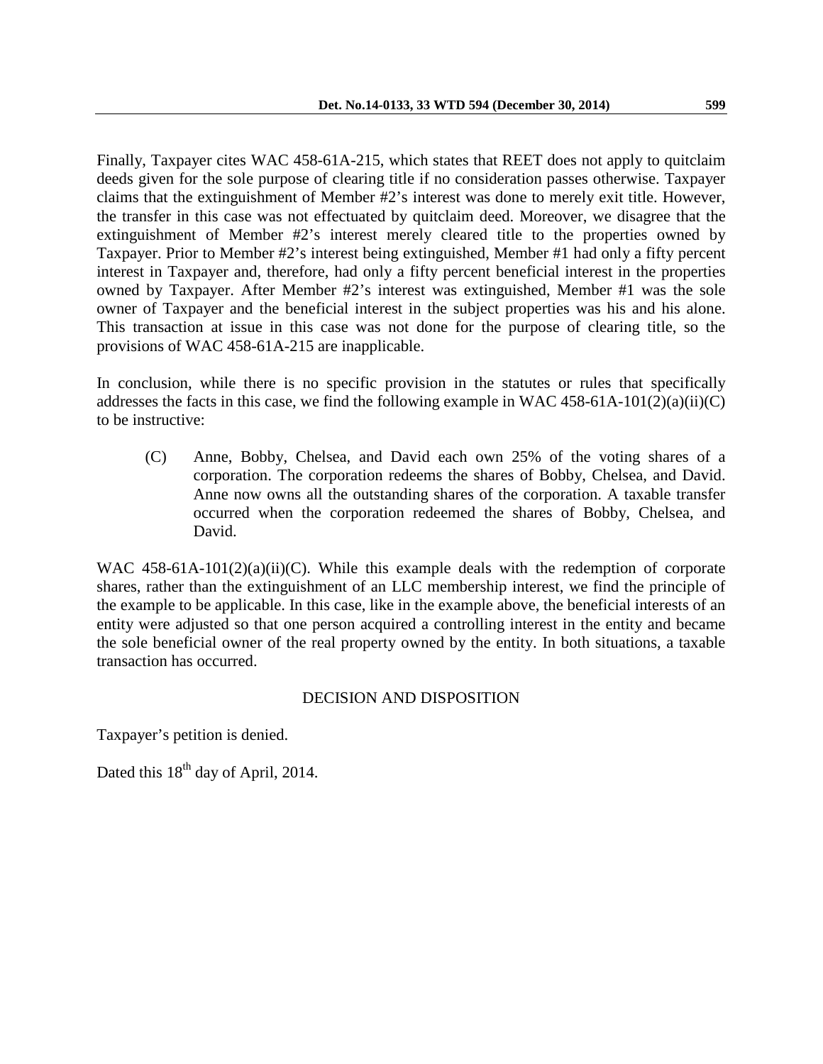Finally, Taxpayer cites WAC 458-61A-215, which states that REET does not apply to quitclaim deeds given for the sole purpose of clearing title if no consideration passes otherwise. Taxpayer claims that the extinguishment of Member #2's interest was done to merely exit title. However, the transfer in this case was not effectuated by quitclaim deed. Moreover, we disagree that the extinguishment of Member #2's interest merely cleared title to the properties owned by Taxpayer. Prior to Member #2's interest being extinguished, Member #1 had only a fifty percent interest in Taxpayer and, therefore, had only a fifty percent beneficial interest in the properties owned by Taxpayer. After Member #2's interest was extinguished, Member #1 was the sole owner of Taxpayer and the beneficial interest in the subject properties was his and his alone. This transaction at issue in this case was not done for the purpose of clearing title, so the provisions of WAC 458-61A-215 are inapplicable.

In conclusion, while there is no specific provision in the statutes or rules that specifically addresses the facts in this case, we find the following example in WAC 458-61A-101(2)(a)(ii)(C) to be instructive:

> (C) Anne, Bobby, Chelsea, and David each own 25% of the voting shares of a corporation. The corporation redeems the shares of Bobby, Chelsea, and David. Anne now owns all the outstanding shares of the corporation. A taxable transfer occurred when the corporation redeemed the shares of Bobby, Chelsea, and David.

WAC 458-61A-101(2)(a)(ii)(C). While this example deals with the redemption of corporate shares, rather than the extinguishment of an LLC membership interest, we find the principle of the example to be applicable. In this case, like in the example above, the beneficial interests of an entity were adjusted so that one person acquired a controlling interest in the entity and became the sole beneficial owner of the real property owned by the entity. In both situations, a taxable transaction has occurred.

## DECISION AND DISPOSITION

Taxpayer's petition is denied.

Dated this 18th day of April, 2014.